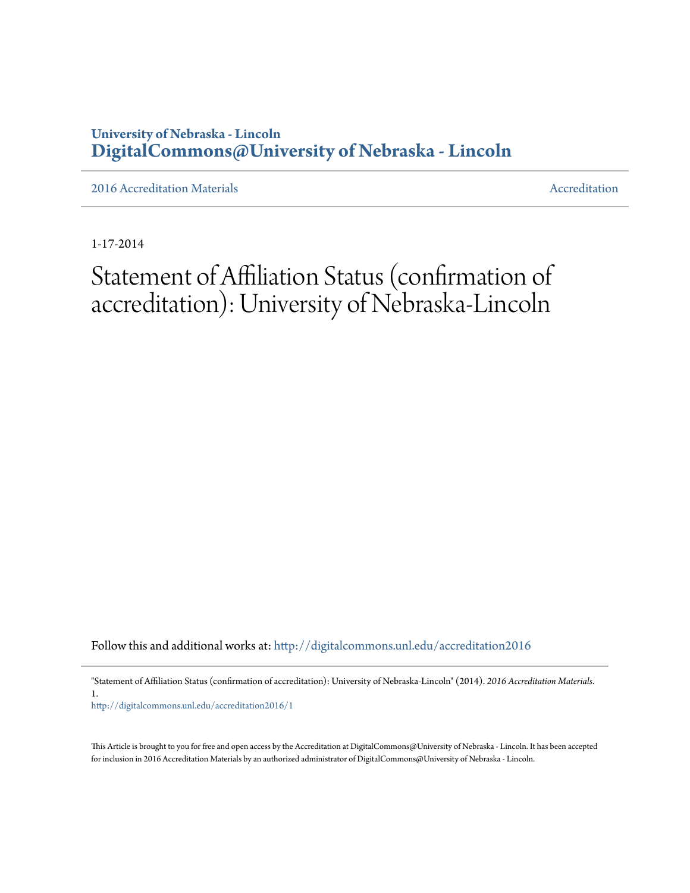**University of Nebraska - Lincoln**
**DigitalCommons@University of Nebraska - Lincoln**

2016 Accreditation Materials | Accreditation

1-17-2014

# Statement of Affiliation Status (confirmation of accreditation): University of Nebraska-Lincoln

Follow this and additional works at: http://digitalcommons.unl.edu/accreditation2016

"Statement of Affiliation Status (confirmation of accreditation): University of Nebraska-Lincoln" (2014). *2016 Accreditation Materials*. 1.
http://digitalcommons.unl.edu/accreditation2016/1

This Article is brought to you for free and open access by the Accreditation at DigitalCommons@University of Nebraska - Lincoln. It has been accepted for inclusion in 2016 Accreditation Materials by an authorized administrator of DigitalCommons@University of Nebraska - Lincoln.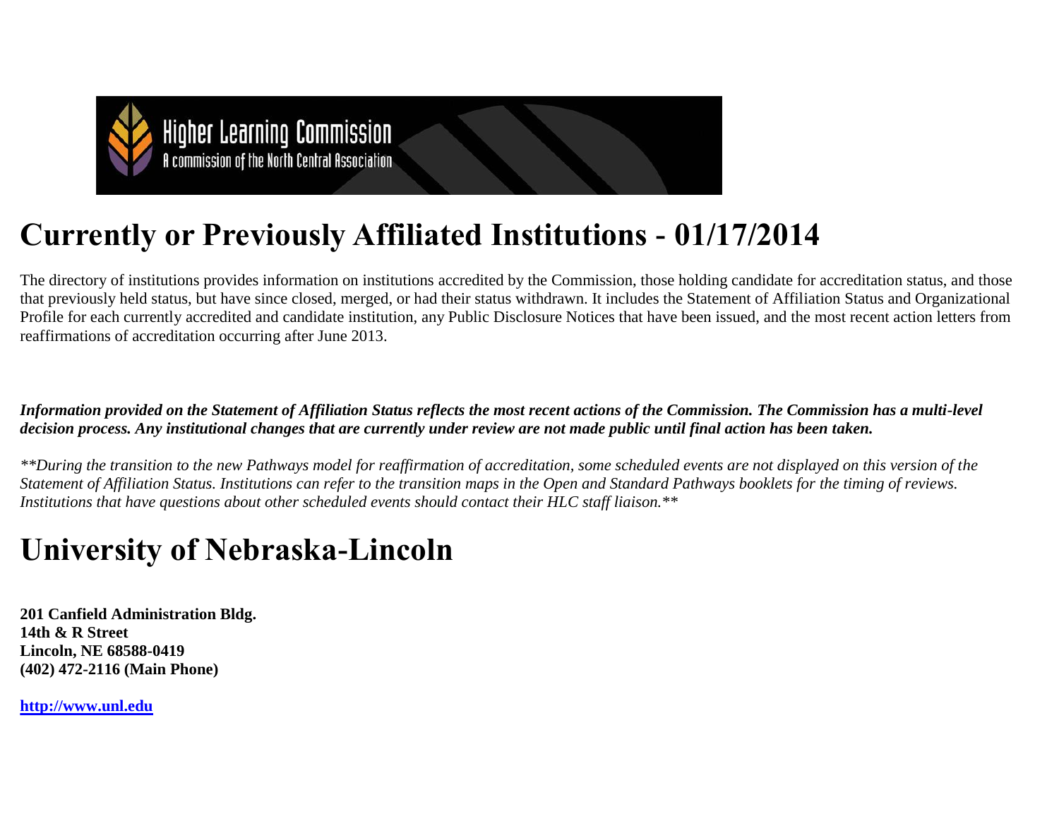# Currently or Previously Affiliated Institutions - 01/17/2014

The directory of institutions provides information on institutions accredited by the Commission, those holding candidate for accreditation status, and those that previously held status, but have since closed, merged, or had their status withdrawn. It includes the Statement of Affiliation Status and Organizational Profile for each currently accredited and candidate institution, any Public Disclosure Notices that have been issued, and the most recent action letters from reaffirmations of accreditation occurring after June 2013.

***Information provided on the Statement of Affiliation Status reflects the most recent actions of the Commission. The Commission has a multi-level decision process. Any institutional changes that are currently under review are not made public until final action has been taken.***

*\*\*During the transition to the new Pathways model for reaffirmation of accreditation, some scheduled events are not displayed on this version of the Statement of Affiliation Status. Institutions can refer to the transition maps in the Open and Standard Pathways booklets for the timing of reviews. Institutions that have questions about other scheduled events should contact their HLC staff liaison.\*\**

# University of Nebraska-Lincoln

**201 Canfield Administration Bldg.**
**14th & R Street**
**Lincoln, NE 68588-0419**
**(402) 472-2116 (Main Phone)**

**[http://www.unl.edu](http://www.unl.edu)**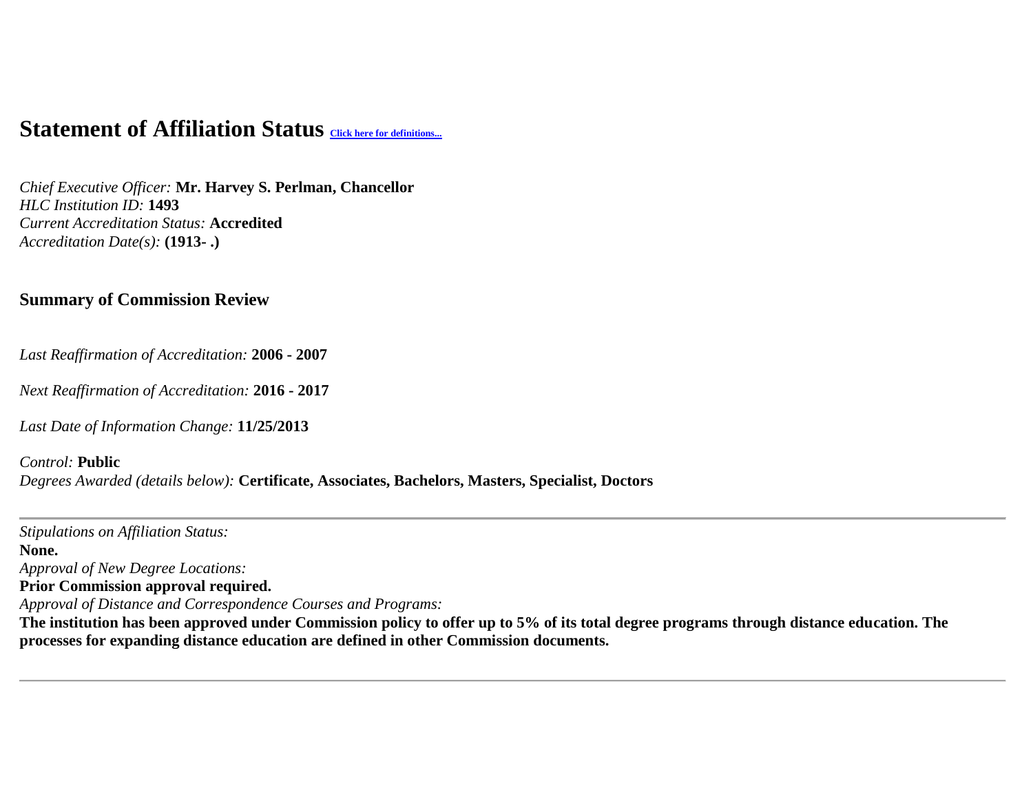# Statement of Affiliation Status [Click here for definitions...]

*Chief Executive Officer:* **Mr. Harvey S. Perlman, Chancellor**
*HLC Institution ID:* **1493**
*Current Accreditation Status:* **Accredited**
*Accreditation Date(s):* **(1913- .)**

## Summary of Commission Review

*Last Reaffirmation of Accreditation:* **2006 - 2007**

*Next Reaffirmation of Accreditation:* **2016 - 2017**

*Last Date of Information Change:* **11/25/2013**

*Control:* **Public**
*Degrees Awarded (details below):* **Certificate, Associates, Bachelors, Masters, Specialist, Doctors**

---

*Stipulations on Affiliation Status:*
**None.**
*Approval of New Degree Locations:*
**Prior Commission approval required.**
*Approval of Distance and Correspondence Courses and Programs:*
**The institution has been approved under Commission policy to offer up to 5% of its total degree programs through distance education. The processes for expanding distance education are defined in other Commission documents.**

---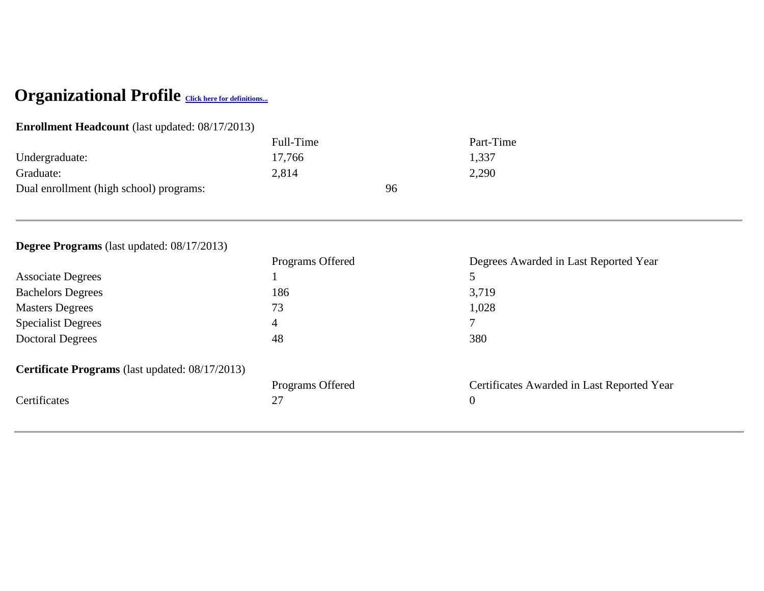# Organizational Profile [Click here for definitions...]

**Enrollment Headcount** (last updated: 08/17/2013)

| | Full-Time | Part-Time |
|---|---|---|
| Undergraduate: | 17,766 | 1,337 |
| Graduate: | 2,814 | 2,290 |
| Dual enrollment (high school) programs: | 96 | |

---

**Degree Programs** (last updated: 08/17/2013)

| | Programs Offered | Degrees Awarded in Last Reported Year |
|---|---|---|
| Associate Degrees | 1 | 5 |
| Bachelors Degrees | 186 | 3,719 |
| Masters Degrees | 73 | 1,028 |
| Specialist Degrees | 4 | 7 |
| Doctoral Degrees | 48 | 380 |

**Certificate Programs** (last updated: 08/17/2013)

| | Programs Offered | Certificates Awarded in Last Reported Year |
|---|---|---|
| Certificates | 27 | 0 |

---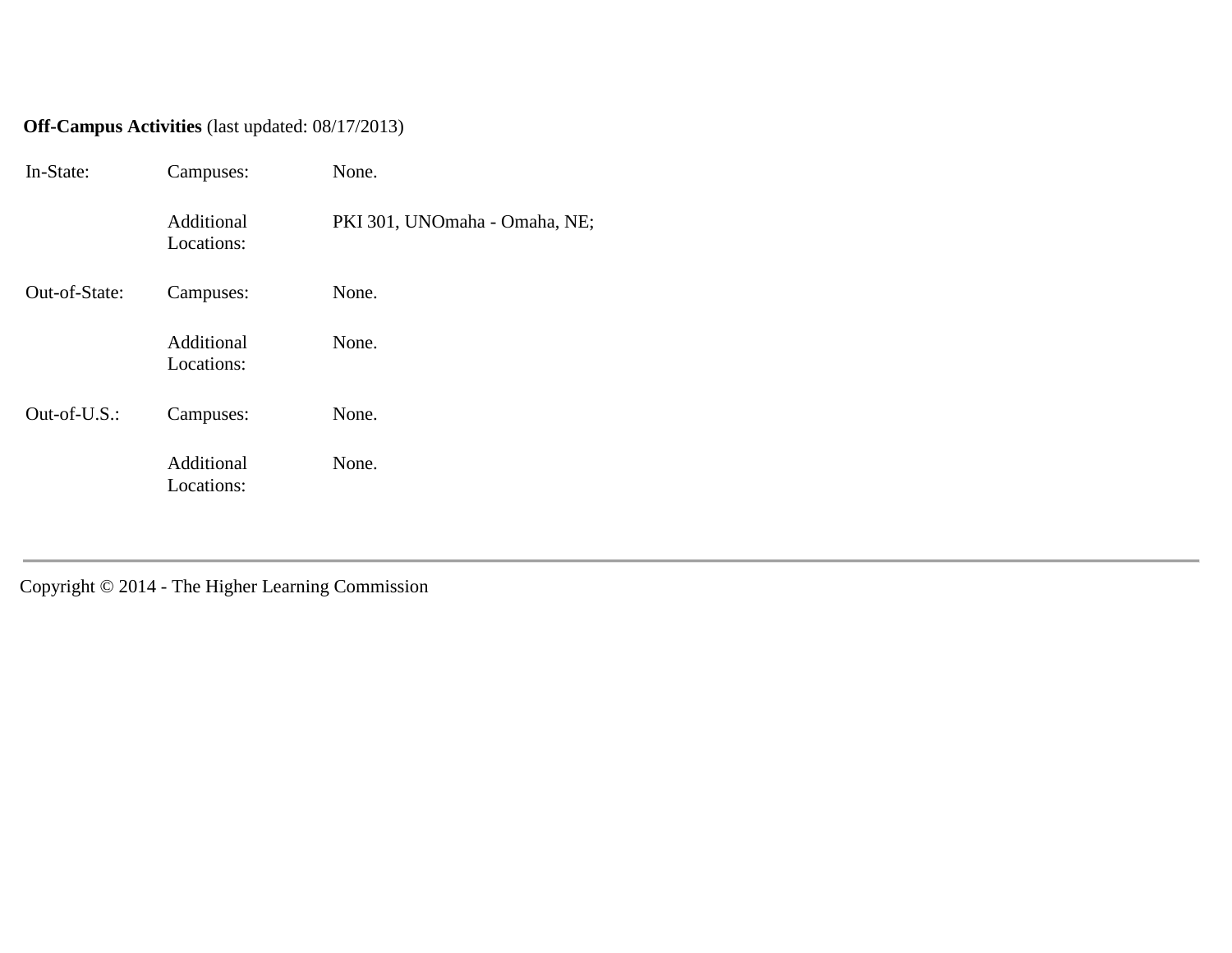**Off-Campus Activities** (last updated: 08/17/2013)

| | | |
|---|---|---|
| In-State: | Campuses: | None. |
| | Additional Locations: | PKI 301, UNOmaha - Omaha, NE; |
| Out-of-State: | Campuses: | None. |
| | Additional Locations: | None. |
| Out-of-U.S.: | Campuses: | None. |
| | Additional Locations: | None. |

---

Copyright © 2014 - The Higher Learning Commission